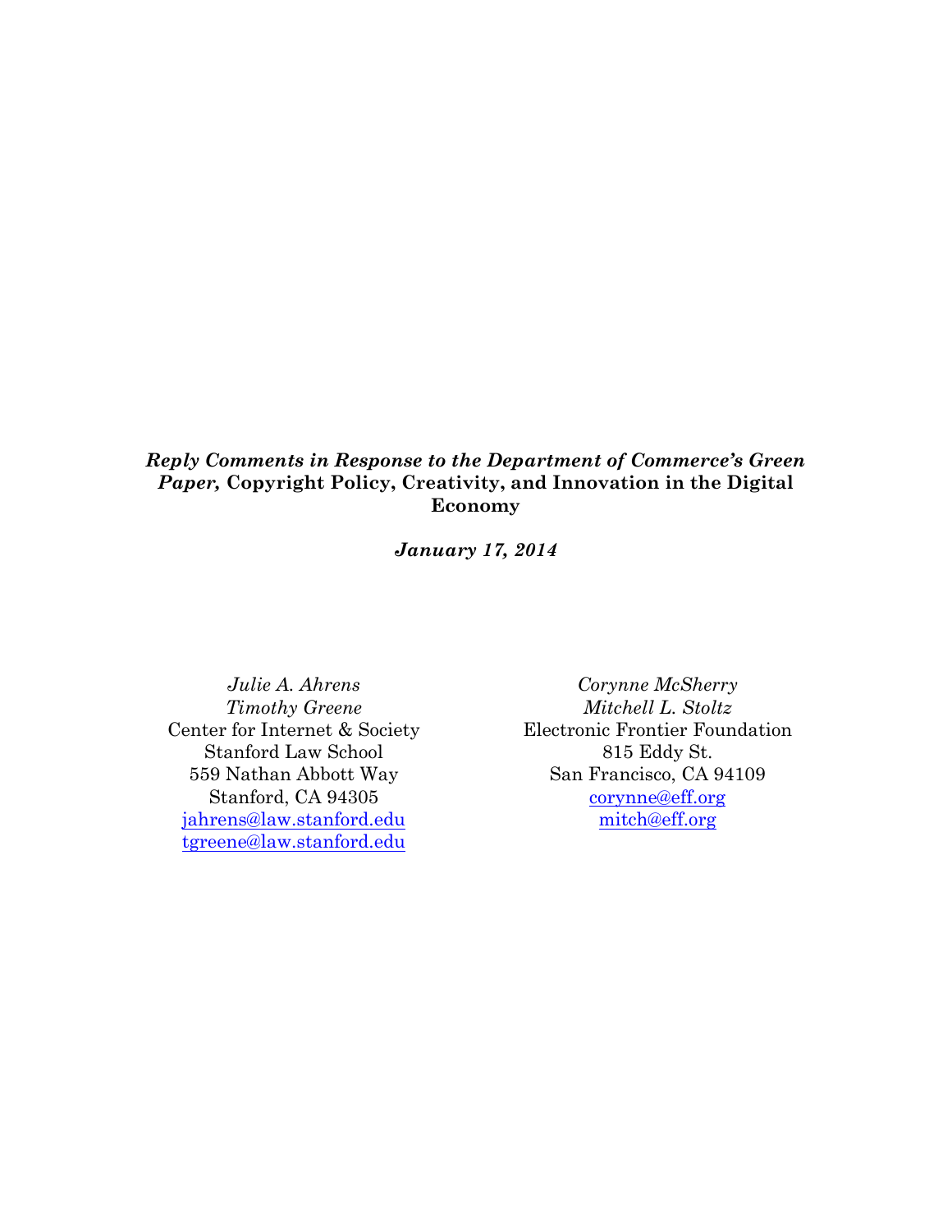***Reply Comments in Response to the Department of Commerce's Green Paper,* Copyright Policy, Creativity, and Innovation in the Digital Economy**

***January 17, 2014***

*Julie A. Ahrens*
*Timothy Greene*
Center for Internet & Society
Stanford Law School
559 Nathan Abbott Way
Stanford, CA 94305
jahrens@law.stanford.edu
tgreene@law.stanford.edu

*Corynne McSherry*
*Mitchell L. Stoltz*
Electronic Frontier Foundation
815 Eddy St.
San Francisco, CA 94109
corynne@eff.org
mitch@eff.org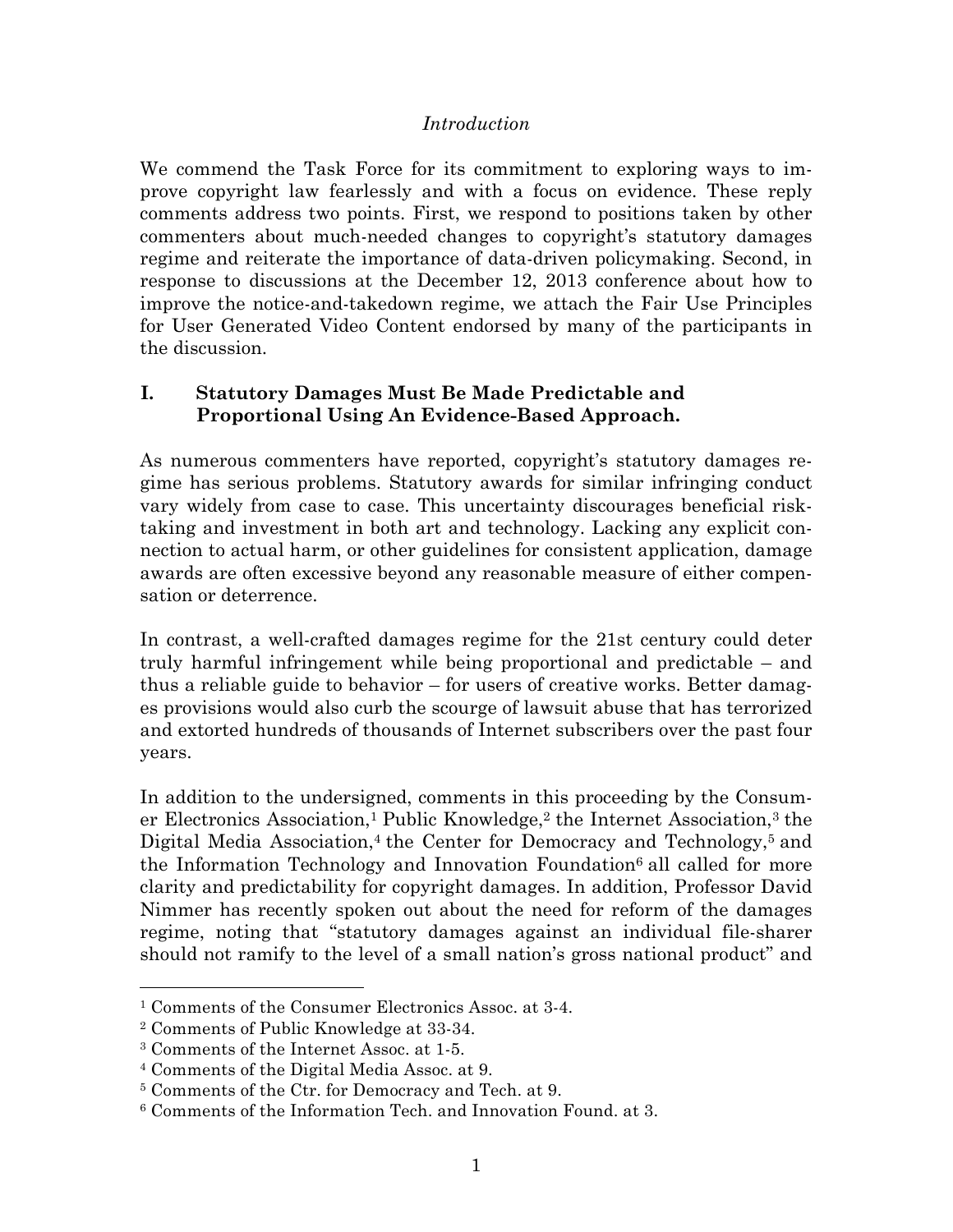*Introduction*

We commend the Task Force for its commitment to exploring ways to improve copyright law fearlessly and with a focus on evidence. These reply comments address two points. First, we respond to positions taken by other commenters about much-needed changes to copyright's statutory damages regime and reiterate the importance of data-driven policymaking. Second, in response to discussions at the December 12, 2013 conference about how to improve the notice-and-takedown regime, we attach the Fair Use Principles for User Generated Video Content endorsed by many of the participants in the discussion.

## I. Statutory Damages Must Be Made Predictable and Proportional Using An Evidence-Based Approach.

As numerous commenters have reported, copyright's statutory damages regime has serious problems. Statutory awards for similar infringing conduct vary widely from case to case. This uncertainty discourages beneficial risk-taking and investment in both art and technology. Lacking any explicit connection to actual harm, or other guidelines for consistent application, damage awards are often excessive beyond any reasonable measure of either compensation or deterrence.

In contrast, a well-crafted damages regime for the 21st century could deter truly harmful infringement while being proportional and predictable – and thus a reliable guide to behavior – for users of creative works. Better damages provisions would also curb the scourge of lawsuit abuse that has terrorized and extorted hundreds of thousands of Internet subscribers over the past four years.

In addition to the undersigned, comments in this proceeding by the Consumer Electronics Association,[1] Public Knowledge,[2] the Internet Association,[3] the Digital Media Association,[4] the Center for Democracy and Technology,[5] and the Information Technology and Innovation Foundation[6] all called for more clarity and predictability for copyright damages. In addition, Professor David Nimmer has recently spoken out about the need for reform of the damages regime, noting that "statutory damages against an individual file-sharer should not ramify to the level of a small nation's gross national product" and

---

[1] Comments of the Consumer Electronics Assoc. at 3-4.

[2] Comments of Public Knowledge at 33-34.

[3] Comments of the Internet Assoc. at 1-5.

[4] Comments of the Digital Media Assoc. at 9.

[5] Comments of the Ctr. for Democracy and Tech. at 9.

[6] Comments of the Information Tech. and Innovation Found. at 3.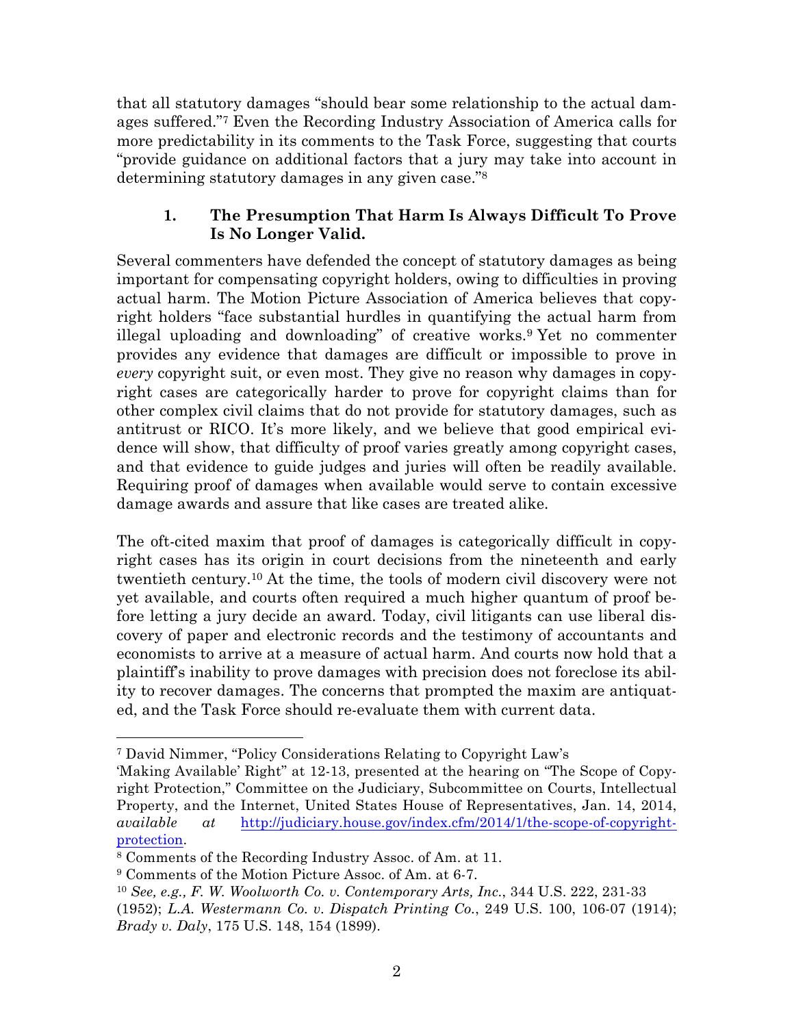that all statutory damages "should bear some relationship to the actual damages suffered."[7] Even the Recording Industry Association of America calls for more predictability in its comments to the Task Force, suggesting that courts "provide guidance on additional factors that a jury may take into account in determining statutory damages in any given case."[8]

### 1. The Presumption That Harm Is Always Difficult To Prove Is No Longer Valid.

Several commenters have defended the concept of statutory damages as being important for compensating copyright holders, owing to difficulties in proving actual harm. The Motion Picture Association of America believes that copyright holders "face substantial hurdles in quantifying the actual harm from illegal uploading and downloading" of creative works.[9] Yet no commenter provides any evidence that damages are difficult or impossible to prove in *every* copyright suit, or even most. They give no reason why damages in copyright cases are categorically harder to prove for copyright claims than for other complex civil claims that do not provide for statutory damages, such as antitrust or RICO. It's more likely, and we believe that good empirical evidence will show, that difficulty of proof varies greatly among copyright cases, and that evidence to guide judges and juries will often be readily available. Requiring proof of damages when available would serve to contain excessive damage awards and assure that like cases are treated alike.

The oft-cited maxim that proof of damages is categorically difficult in copyright cases has its origin in court decisions from the nineteenth and early twentieth century.[10] At the time, the tools of modern civil discovery were not yet available, and courts often required a much higher quantum of proof before letting a jury decide an award. Today, civil litigants can use liberal discovery of paper and electronic records and the testimony of accountants and economists to arrive at a measure of actual harm. And courts now hold that a plaintiff's inability to prove damages with precision does not foreclose its ability to recover damages. The concerns that prompted the maxim are antiquated, and the Task Force should re-evaluate them with current data.

---

[7] David Nimmer, "Policy Considerations Relating to Copyright Law's 'Making Available' Right" at 12-13, presented at the hearing on "The Scope of Copyright Protection," Committee on the Judiciary, Subcommittee on Courts, Intellectual Property, and the Internet, United States House of Representatives, Jan. 14, 2014, *available at* http://judiciary.house.gov/index.cfm/2014/1/the-scope-of-copyright-protection.

[8] Comments of the Recording Industry Assoc. of Am. at 11.

[9] Comments of the Motion Picture Assoc. of Am. at 6-7.

[10] *See, e.g., F. W. Woolworth Co. v. Contemporary Arts, Inc.*, 344 U.S. 222, 231-33 (1952); *L.A. Westermann Co. v. Dispatch Printing Co.*, 249 U.S. 100, 106-07 (1914); *Brady v. Daly*, 175 U.S. 148, 154 (1899).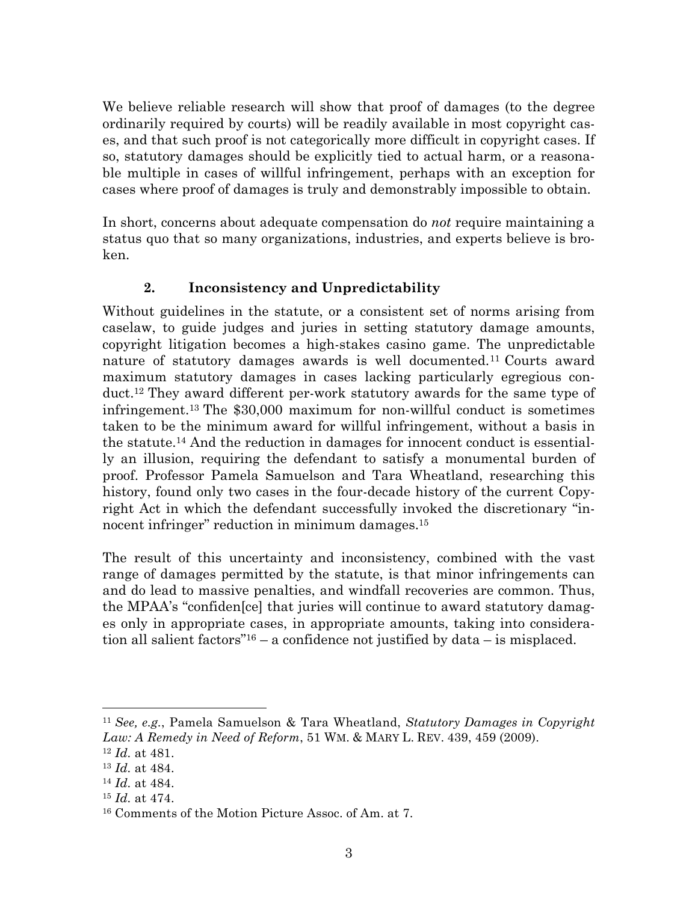We believe reliable research will show that proof of damages (to the degree ordinarily required by courts) will be readily available in most copyright cases, and that such proof is not categorically more difficult in copyright cases. If so, statutory damages should be explicitly tied to actual harm, or a reasonable multiple in cases of willful infringement, perhaps with an exception for cases where proof of damages is truly and demonstrably impossible to obtain.

In short, concerns about adequate compensation do *not* require maintaining a status quo that so many organizations, industries, and experts believe is broken.

### 2. Inconsistency and Unpredictability

Without guidelines in the statute, or a consistent set of norms arising from caselaw, to guide judges and juries in setting statutory damage amounts, copyright litigation becomes a high-stakes casino game. The unpredictable nature of statutory damages awards is well documented.[11] Courts award maximum statutory damages in cases lacking particularly egregious conduct.[12] They award different per-work statutory awards for the same type of infringement.[13] The $30,000 maximum for non-willful conduct is sometimes taken to be the minimum award for willful infringement, without a basis in the statute.[14] And the reduction in damages for innocent conduct is essentially an illusion, requiring the defendant to satisfy a monumental burden of proof. Professor Pamela Samuelson and Tara Wheatland, researching this history, found only two cases in the four-decade history of the current Copyright Act in which the defendant successfully invoked the discretionary "innocent infringer" reduction in minimum damages.[15]

The result of this uncertainty and inconsistency, combined with the vast range of damages permitted by the statute, is that minor infringements can and do lead to massive penalties, and windfall recoveries are common. Thus, the MPAA's "confiden[ce] that juries will continue to award statutory damages only in appropriate cases, in appropriate amounts, taking into consideration all salient factors"[16] – a confidence not justified by data – is misplaced.

---

[11] *See, e.g.*, Pamela Samuelson & Tara Wheatland, *Statutory Damages in Copyright Law: A Remedy in Need of Reform*, 51 WM. & MARY L. REV. 439, 459 (2009).

[12] *Id.* at 481.

[13] *Id.* at 484.

[14] *Id.* at 484.

[15] *Id.* at 474.

[16] Comments of the Motion Picture Assoc. of Am. at 7.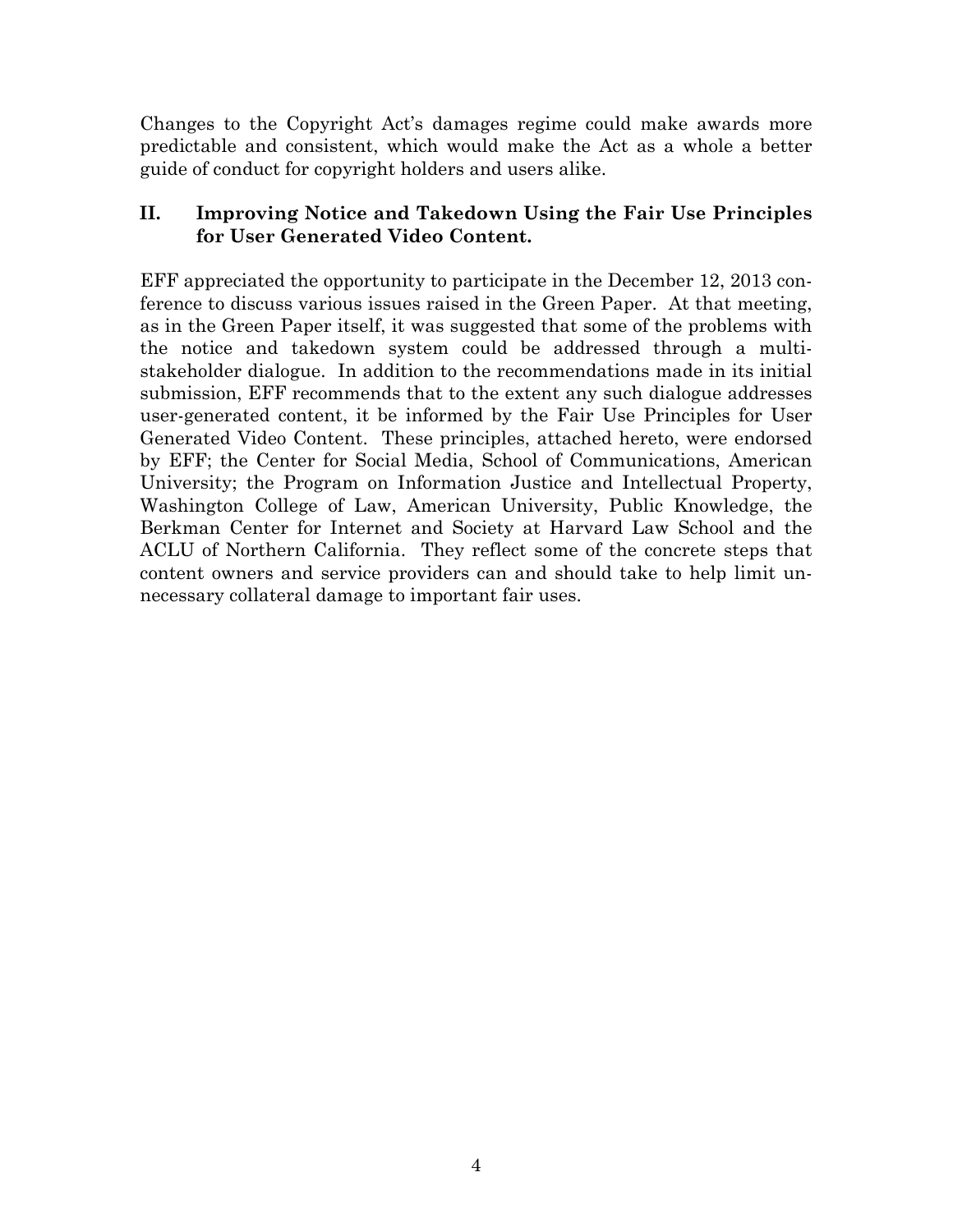Changes to the Copyright Act's damages regime could make awards more predictable and consistent, which would make the Act as a whole a better guide of conduct for copyright holders and users alike.

## II. Improving Notice and Takedown Using the Fair Use Principles for User Generated Video Content.

EFF appreciated the opportunity to participate in the December 12, 2013 conference to discuss various issues raised in the Green Paper. At that meeting, as in the Green Paper itself, it was suggested that some of the problems with the notice and takedown system could be addressed through a multi-stakeholder dialogue. In addition to the recommendations made in its initial submission, EFF recommends that to the extent any such dialogue addresses user-generated content, it be informed by the Fair Use Principles for User Generated Video Content. These principles, attached hereto, were endorsed by EFF; the Center for Social Media, School of Communications, American University; the Program on Information Justice and Intellectual Property, Washington College of Law, American University, Public Knowledge, the Berkman Center for Internet and Society at Harvard Law School and the ACLU of Northern California. They reflect some of the concrete steps that content owners and service providers can and should take to help limit unnecessary collateral damage to important fair uses.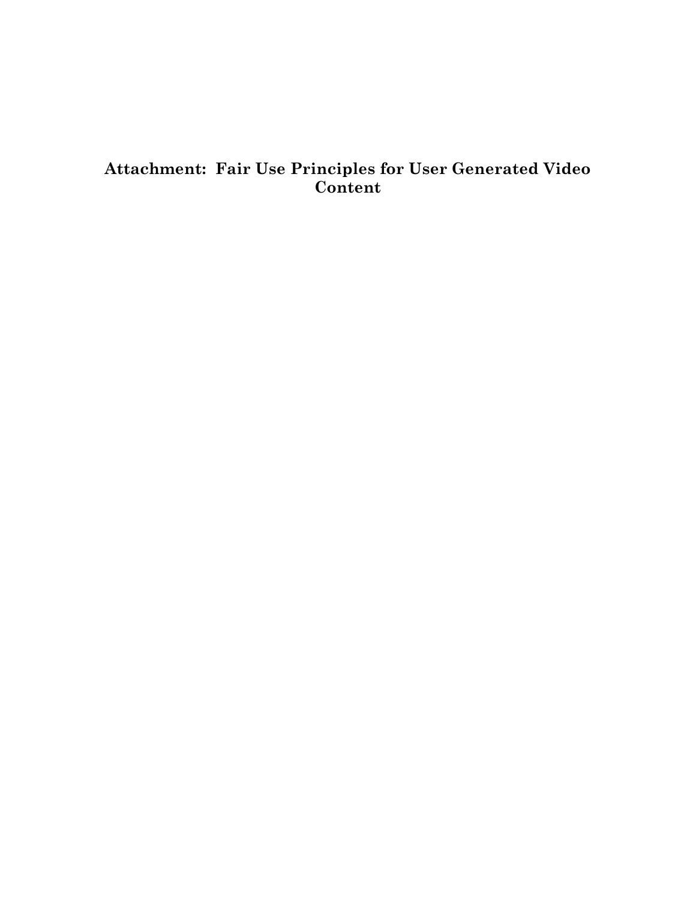# Attachment: Fair Use Principles for User Generated Video Content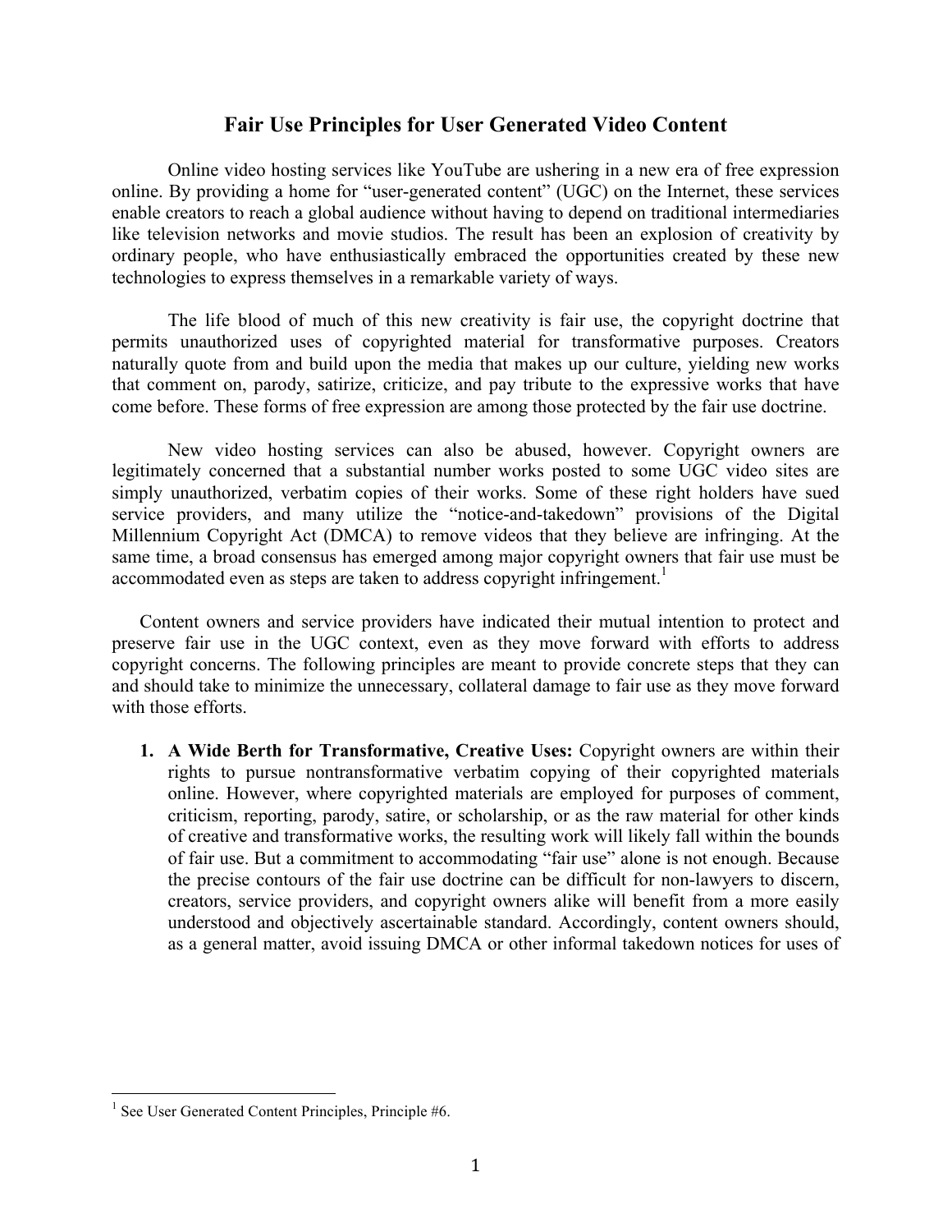# Fair Use Principles for User Generated Video Content

Online video hosting services like YouTube are ushering in a new era of free expression online. By providing a home for "user-generated content" (UGC) on the Internet, these services enable creators to reach a global audience without having to depend on traditional intermediaries like television networks and movie studios. The result has been an explosion of creativity by ordinary people, who have enthusiastically embraced the opportunities created by these new technologies to express themselves in a remarkable variety of ways.

The life blood of much of this new creativity is fair use, the copyright doctrine that permits unauthorized uses of copyrighted material for transformative purposes. Creators naturally quote from and build upon the media that makes up our culture, yielding new works that comment on, parody, satirize, criticize, and pay tribute to the expressive works that have come before. These forms of free expression are among those protected by the fair use doctrine.

New video hosting services can also be abused, however. Copyright owners are legitimately concerned that a substantial number works posted to some UGC video sites are simply unauthorized, verbatim copies of their works. Some of these right holders have sued service providers, and many utilize the "notice-and-takedown" provisions of the Digital Millennium Copyright Act (DMCA) to remove videos that they believe are infringing. At the same time, a broad consensus has emerged among major copyright owners that fair use must be accommodated even as steps are taken to address copyright infringement.[1]

Content owners and service providers have indicated their mutual intention to protect and preserve fair use in the UGC context, even as they move forward with efforts to address copyright concerns. The following principles are meant to provide concrete steps that they can and should take to minimize the unnecessary, collateral damage to fair use as they move forward with those efforts.

1. **A Wide Berth for Transformative, Creative Uses:** Copyright owners are within their rights to pursue nontransformative verbatim copying of their copyrighted materials online. However, where copyrighted materials are employed for purposes of comment, criticism, reporting, parody, satire, or scholarship, or as the raw material for other kinds of creative and transformative works, the resulting work will likely fall within the bounds of fair use. But a commitment to accommodating "fair use" alone is not enough. Because the precise contours of the fair use doctrine can be difficult for non-lawyers to discern, creators, service providers, and copyright owners alike will benefit from a more easily understood and objectively ascertainable standard. Accordingly, content owners should, as a general matter, avoid issuing DMCA or other informal takedown notices for uses of

[1] See User Generated Content Principles, Principle #6.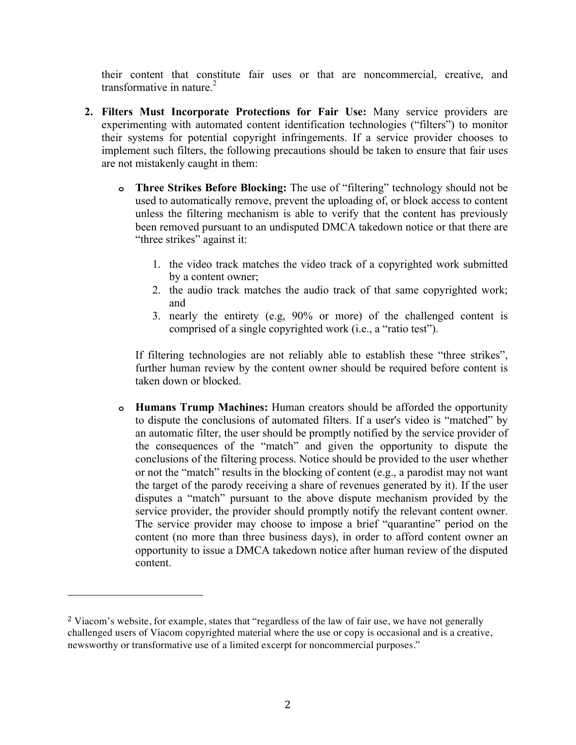their content that constitute fair uses or that are noncommercial, creative, and transformative in nature.[2]

2. **Filters Must Incorporate Protections for Fair Use:** Many service providers are experimenting with automated content identification technologies ("filters") to monitor their systems for potential copyright infringements. If a service provider chooses to implement such filters, the following precautions should be taken to ensure that fair uses are not mistakenly caught in them:

   - **Three Strikes Before Blocking:** The use of "filtering" technology should not be used to automatically remove, prevent the uploading of, or block access to content unless the filtering mechanism is able to verify that the content has previously been removed pursuant to an undisputed DMCA takedown notice or that there are "three strikes" against it:

     1. the video track matches the video track of a copyrighted work submitted by a content owner;
     2. the audio track matches the audio track of that same copyrighted work; and
     3. nearly the entirety (e.g, 90% or more) of the challenged content is comprised of a single copyrighted work (i.e., a "ratio test").

     If filtering technologies are not reliably able to establish these "three strikes", further human review by the content owner should be required before content is taken down or blocked.

   - **Humans Trump Machines:** Human creators should be afforded the opportunity to dispute the conclusions of automated filters. If a user's video is "matched" by an automatic filter, the user should be promptly notified by the service provider of the consequences of the "match" and given the opportunity to dispute the conclusions of the filtering process. Notice should be provided to the user whether or not the "match" results in the blocking of content (e.g., a parodist may not want the target of the parody receiving a share of revenues generated by it). If the user disputes a "match" pursuant to the above dispute mechanism provided by the service provider, the provider should promptly notify the relevant content owner. The service provider may choose to impose a brief "quarantine" period on the content (no more than three business days), in order to afford content owner an opportunity to issue a DMCA takedown notice after human review of the disputed content.

---

[2] Viacom's website, for example, states that "regardless of the law of fair use, we have not generally challenged users of Viacom copyrighted material where the use or copy is occasional and is a creative, newsworthy or transformative use of a limited excerpt for noncommercial purposes."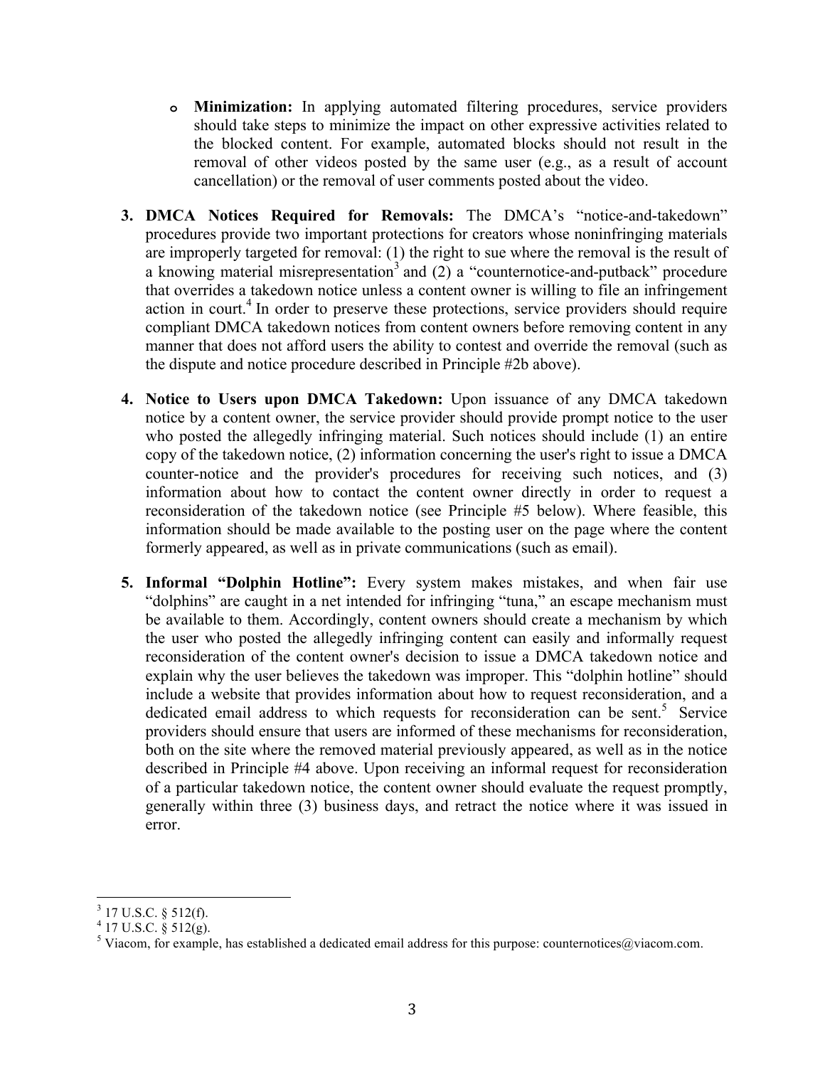- **Minimization:** In applying automated filtering procedures, service providers should take steps to minimize the impact on other expressive activities related to the blocked content. For example, automated blocks should not result in the removal of other videos posted by the same user (e.g., as a result of account cancellation) or the removal of user comments posted about the video.

3. **DMCA Notices Required for Removals:** The DMCA's "notice-and-takedown" procedures provide two important protections for creators whose noninfringing materials are improperly targeted for removal: (1) the right to sue where the removal is the result of a knowing material misrepresentation[3] and (2) a "counternotice-and-putback" procedure that overrides a takedown notice unless a content owner is willing to file an infringement action in court.[4] In order to preserve these protections, service providers should require compliant DMCA takedown notices from content owners before removing content in any manner that does not afford users the ability to contest and override the removal (such as the dispute and notice procedure described in Principle #2b above).

4. **Notice to Users upon DMCA Takedown:** Upon issuance of any DMCA takedown notice by a content owner, the service provider should provide prompt notice to the user who posted the allegedly infringing material. Such notices should include (1) an entire copy of the takedown notice, (2) information concerning the user's right to issue a DMCA counter-notice and the provider's procedures for receiving such notices, and (3) information about how to contact the content owner directly in order to request a reconsideration of the takedown notice (see Principle #5 below). Where feasible, this information should be made available to the posting user on the page where the content formerly appeared, as well as in private communications (such as email).

5. **Informal "Dolphin Hotline":** Every system makes mistakes, and when fair use "dolphins" are caught in a net intended for infringing "tuna," an escape mechanism must be available to them. Accordingly, content owners should create a mechanism by which the user who posted the allegedly infringing content can easily and informally request reconsideration of the content owner's decision to issue a DMCA takedown notice and explain why the user believes the takedown was improper. This "dolphin hotline" should include a website that provides information about how to request reconsideration, and a dedicated email address to which requests for reconsideration can be sent.[5] Service providers should ensure that users are informed of these mechanisms for reconsideration, both on the site where the removed material previously appeared, as well as in the notice described in Principle #4 above. Upon receiving an informal request for reconsideration of a particular takedown notice, the content owner should evaluate the request promptly, generally within three (3) business days, and retract the notice where it was issued in error.

---

[3] 17 U.S.C. § 512(f).

[4] 17 U.S.C. § 512(g).

[5] Viacom, for example, has established a dedicated email address for this purpose: counternotices@viacom.com.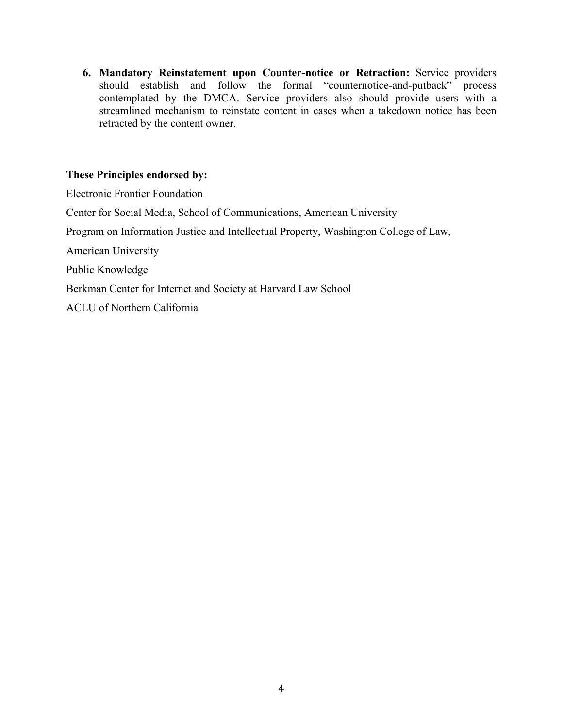6. **Mandatory Reinstatement upon Counter-notice or Retraction:** Service providers should establish and follow the formal "counternotice-and-putback" process contemplated by the DMCA. Service providers also should provide users with a streamlined mechanism to reinstate content in cases when a takedown notice has been retracted by the content owner.

**These Principles endorsed by:**

Electronic Frontier Foundation

Center for Social Media, School of Communications, American University

Program on Information Justice and Intellectual Property, Washington College of Law, American University

Public Knowledge

Berkman Center for Internet and Society at Harvard Law School

ACLU of Northern California